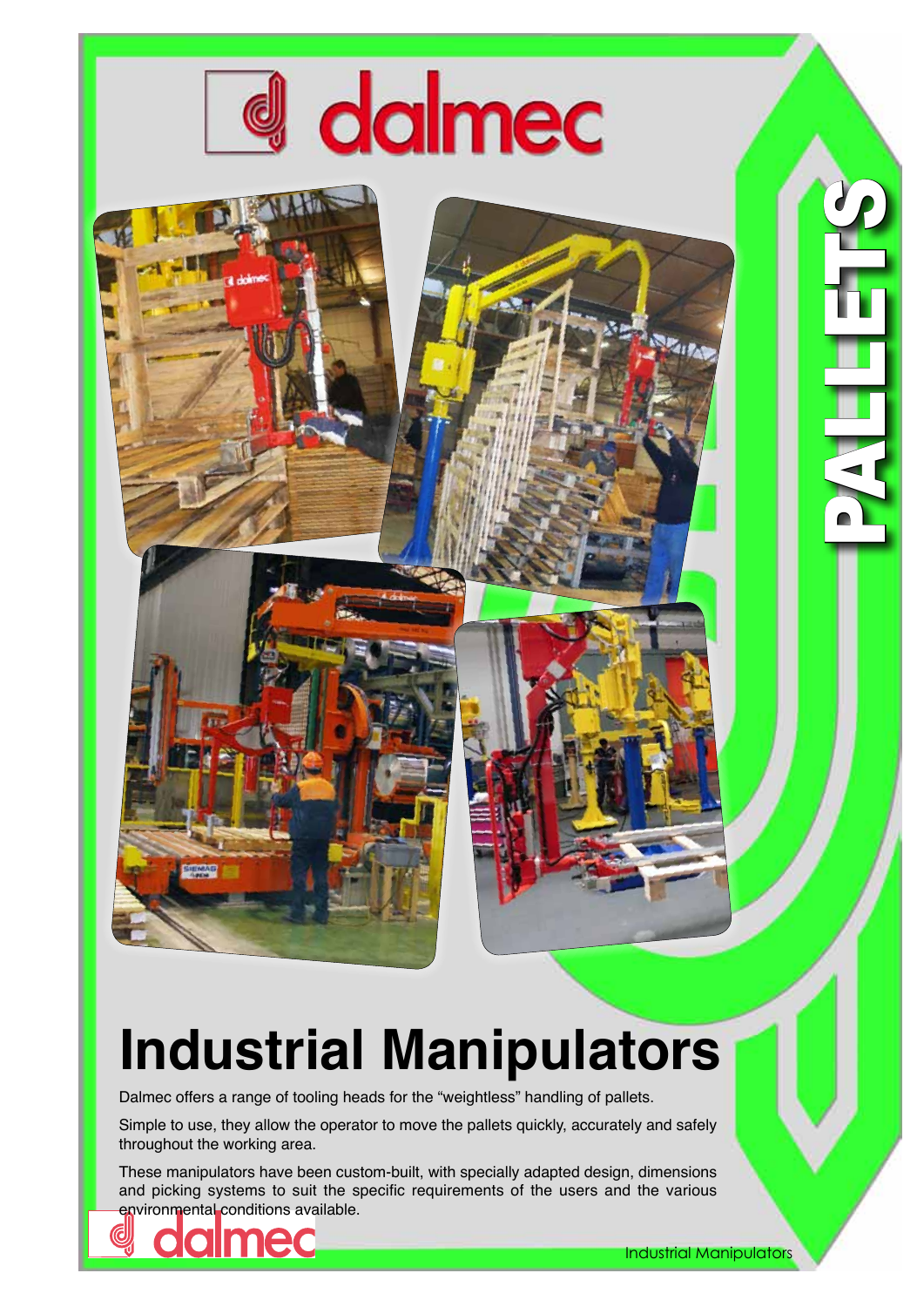# dalmec

PALLETS

# Industrial Manipulators

Dalmec offers a range of tooling heads for the "weightless" handling of pallets.

Simple to use, they allow the operator to move the pallets quickly, accurately and safely throughout the working area.

These manipulators have been custom-built, with specially adapted design, dimensions and picking systems to suit the specific requirements of the users and the various environmental conditions available.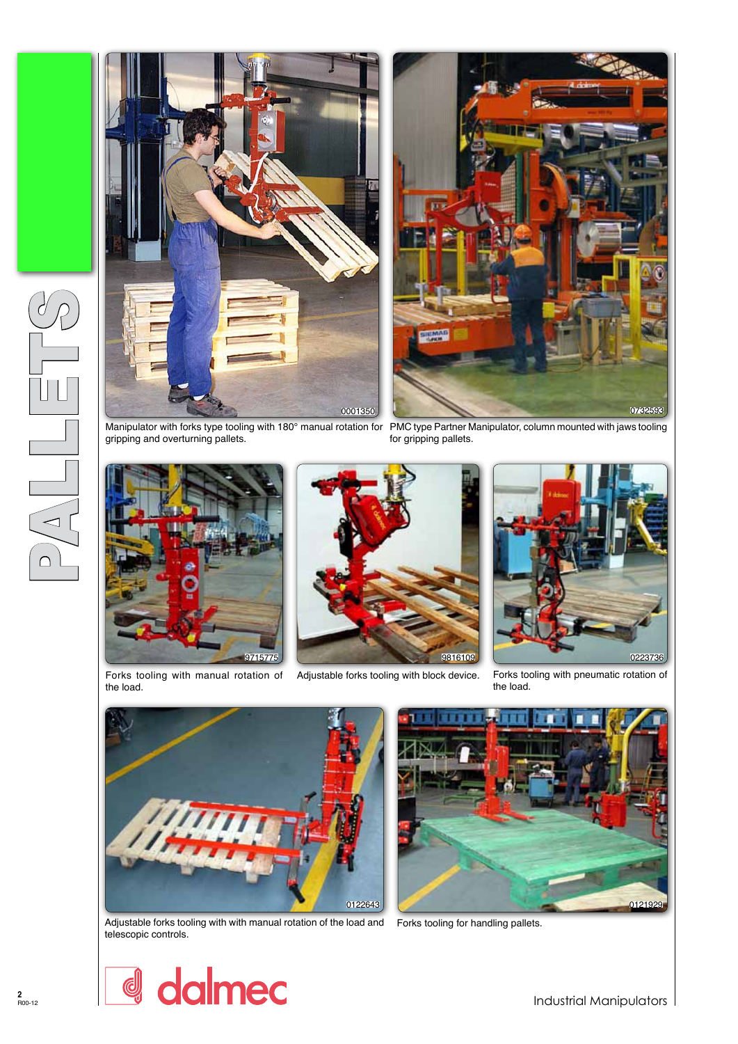# PALLETS

Manipulator with forks type tooling with 180° manual rotation for gripping and overturning pallets.

PMC type Partner Manipulator, column mounted with jaws tooling for gripping pallets.

Forks tooling with manual rotation of the load.

Adjustable forks tooling with block device.

Forks tooling with pneumatic rotation of the load.

Adjustable forks tooling with with manual rotation of the load and telescopic controls.

Forks tooling for handling pallets.

dalmec

Industrial Manipulators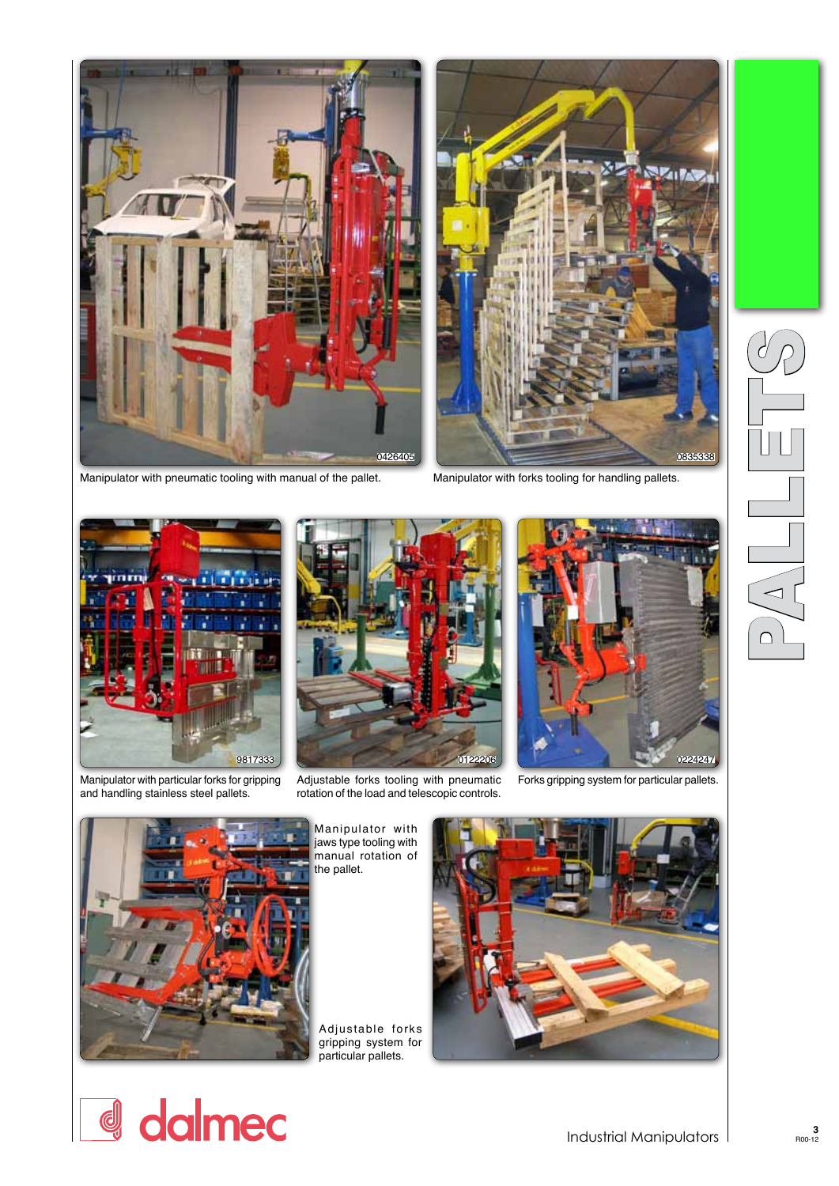# PALLETS

Manipulator with pneumatic tooling with manual of the pallet.

Manipulator with forks tooling for handling pallets.

Manipulator with particular forks for gripping and handling stainless steel pallets.

Adjustable forks tooling with pneumatic rotation of the load and telescopic controls.

Forks gripping system for particular pallets.

Manipulator with jaws type tooling with manual rotation of the pallet.

Adjustable forks gripping system for particular pallets.

dalmec

Industrial Manipulators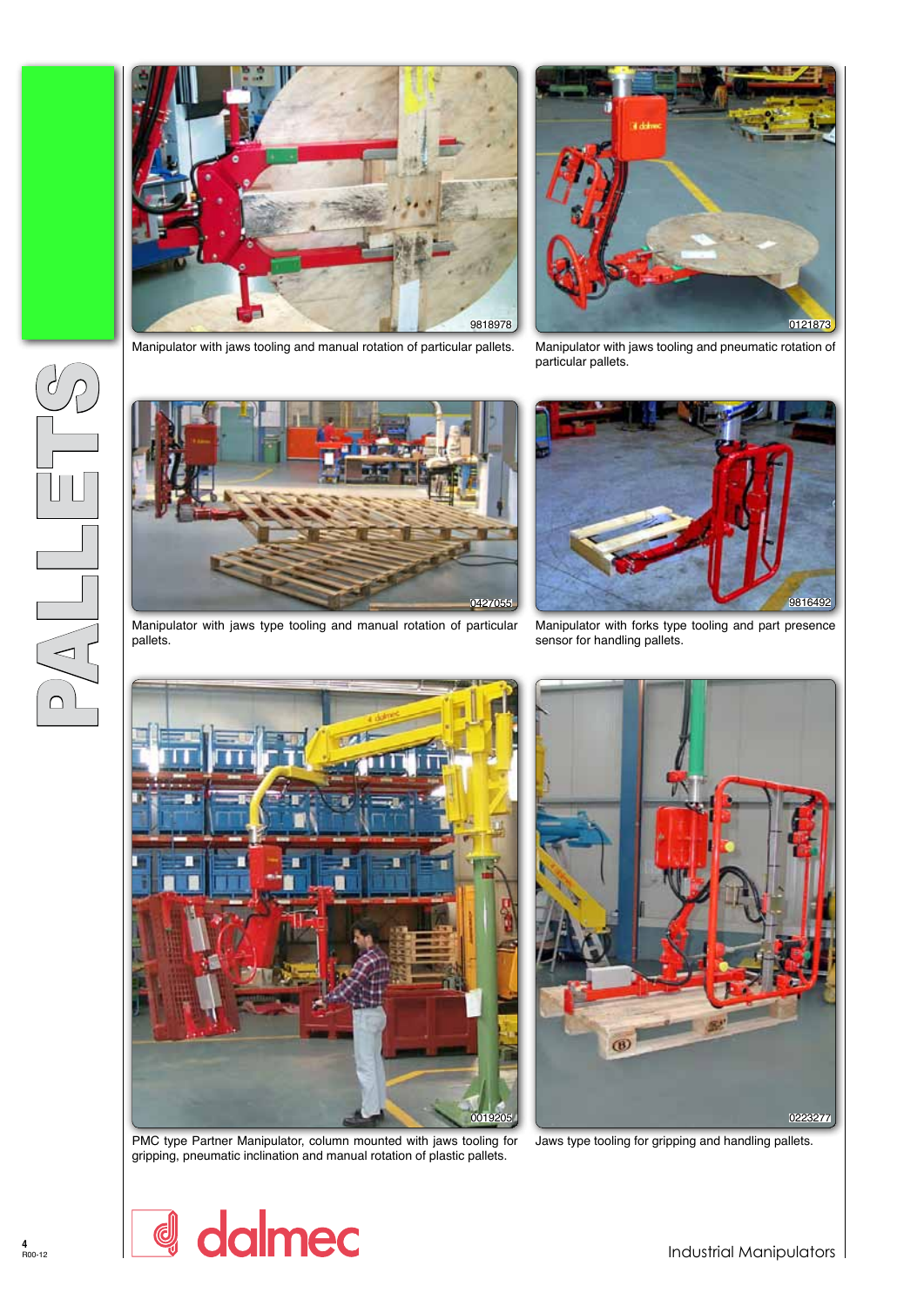# PALLETS

9818978

Manipulator with jaws tooling and manual rotation of particular pallets.

0121873

Manipulator with jaws tooling and pneumatic rotation of particular pallets.

0427055

Manipulator with jaws type tooling and manual rotation of particular pallets.

9816492

Manipulator with forks type tooling and part presence sensor for handling pallets.

0019205

PMC type Partner Manipulator, column mounted with jaws tooling for gripping, pneumatic inclination and manual rotation of plastic pallets.

0223277

Jaws type tooling for gripping and handling pallets.

dalmec

Industrial Manipulators

R00-12